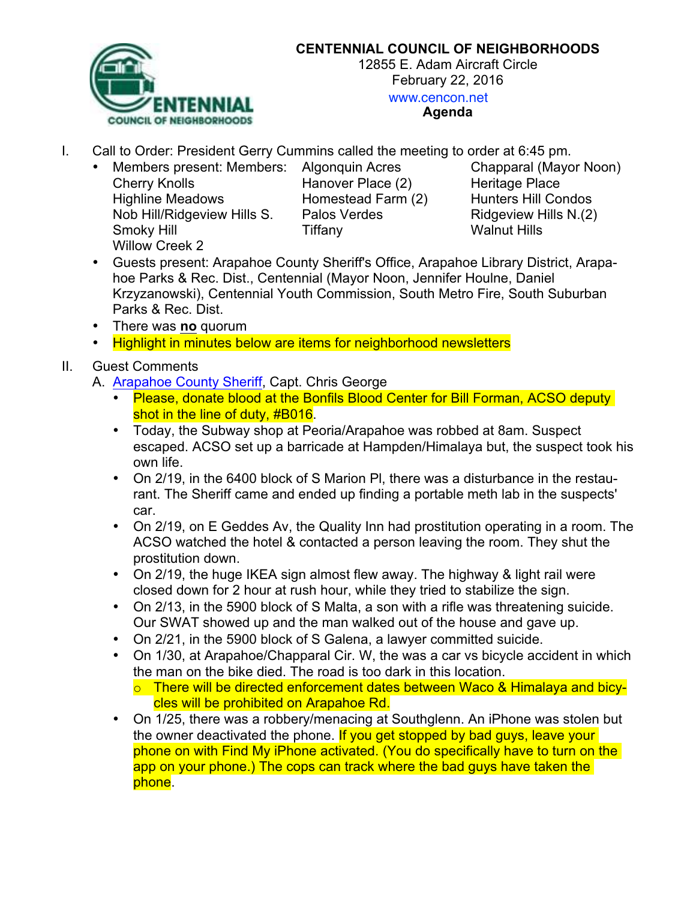# CENTENNIAL COUNCIL OF NEIGHBORHOODS

12855 E. Adam Aircraft Circle
February 22, 2016
www.cencon.net
**Agenda**

I. Call to Order: President Gerry Cummins called the meeting to order at 6:45 pm.
   - Members present: Members: Algonquin Acres, Chapparal (Mayor Noon), Cherry Knolls, Hanover Place (2), Heritage Place, Highline Meadows, Homestead Farm (2), Hunters Hill Condos, Nob Hill/Ridgeview Hills S., Palos Verdes, Ridgeview Hills N.(2), Smoky Hill, Tiffany, Walnut Hills, Willow Creek 2
   - Guests present: Arapahoe County Sheriff's Office, Arapahoe Library District, Arapahoe Parks & Rec. Dist., Centennial (Mayor Noon, Jennifer Houlne, Daniel Krzyzanowski), Centennial Youth Commission, South Metro Fire, South Suburban Parks & Rec. Dist.
   - There was **no** quorum
   - Highlight in minutes below are items for neighborhood newsletters

II. Guest Comments

   A. Arapahoe County Sheriff, Capt. Chris George
   - Please, donate blood at the Bonfils Blood Center for Bill Forman, ACSO deputy shot in the line of duty, #B016.
   - Today, the Subway shop at Peoria/Arapahoe was robbed at 8am. Suspect escaped. ACSO set up a barricade at Hampden/Himalaya but, the suspect took his own life.
   - On 2/19, in the 6400 block of S Marion Pl, there was a disturbance in the restaurant. The Sheriff came and ended up finding a portable meth lab in the suspects' car.
   - On 2/19, on E Geddes Av, the Quality Inn had prostitution operating in a room. The ACSO watched the hotel & contacted a person leaving the room. They shut the prostitution down.
   - On 2/19, the huge IKEA sign almost flew away. The highway & light rail were closed down for 2 hour at rush hour, while they tried to stabilize the sign.
   - On 2/13, in the 5900 block of S Malta, a son with a rifle was threatening suicide. Our SWAT showed up and the man walked out of the house and gave up.
   - On 2/21, in the 5900 block of S Galena, a lawyer committed suicide.
   - On 1/30, at Arapahoe/Chapparal Cir. W, the was a car vs bicycle accident in which the man on the bike died. The road is too dark in this location.
     - There will be directed enforcement dates between Waco & Himalaya and bicycles will be prohibited on Arapahoe Rd.
   - On 1/25, there was a robbery/menacing at Southglenn. An iPhone was stolen but the owner deactivated the phone. If you get stopped by bad guys, leave your phone on with Find My iPhone activated. (You do specifically have to turn on the app on your phone.) The cops can track where the bad guys have taken the phone.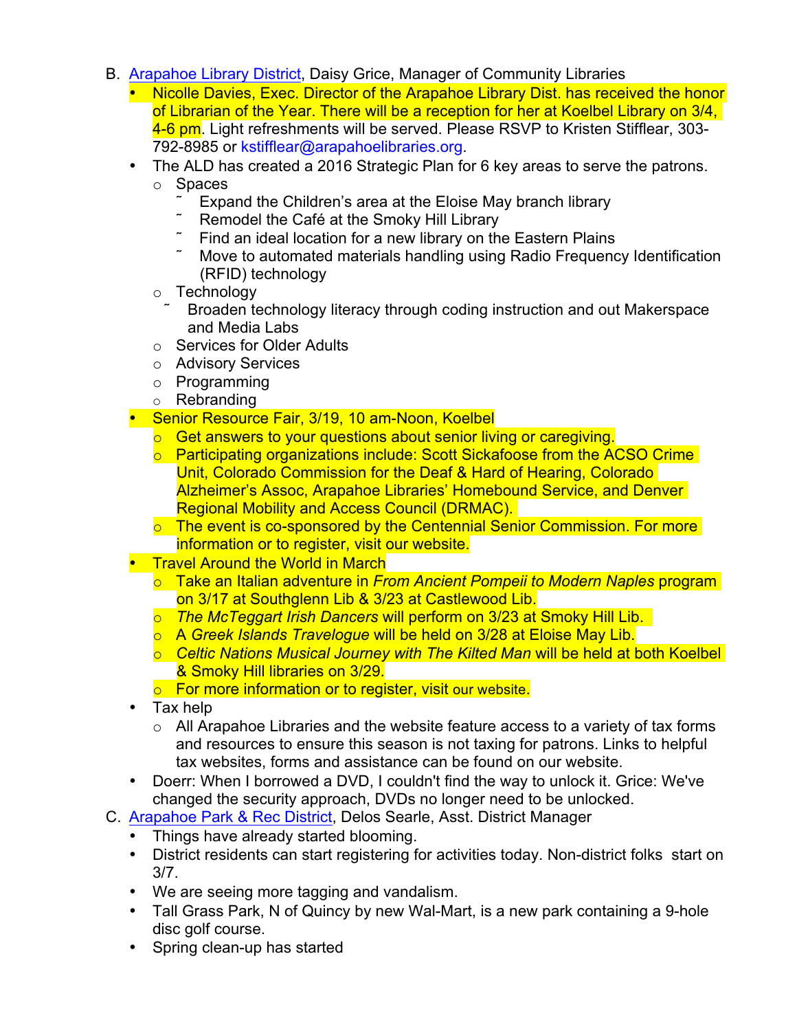B. Arapahoe Library District, Daisy Grice, Manager of Community Libraries

- Nicolle Davies, Exec. Director of the Arapahoe Library Dist. has received the honor of Librarian of the Year. There will be a reception for her at Koelbel Library on 3/4, 4-6 pm. Light refreshments will be served. Please RSVP to Kristen Stifflear, 303-792-8985 or kstifflear@arapahoelibraries.org.
- The ALD has created a 2016 Strategic Plan for 6 key areas to serve the patrons.
  - Spaces
    - Expand the Children's area at the Eloise May branch library
    - Remodel the Café at the Smoky Hill Library
    - Find an ideal location for a new library on the Eastern Plains
    - Move to automated materials handling using Radio Frequency Identification (RFID) technology
  - Technology
    - Broaden technology literacy through coding instruction and out Makerspace and Media Labs
  - Services for Older Adults
  - Advisory Services
  - Programming
  - Rebranding
- Senior Resource Fair, 3/19, 10 am-Noon, Koelbel
  - Get answers to your questions about senior living or caregiving.
  - Participating organizations include: Scott Sickafoose from the ACSO Crime Unit, Colorado Commission for the Deaf & Hard of Hearing, Colorado Alzheimer's Assoc, Arapahoe Libraries' Homebound Service, and Denver Regional Mobility and Access Council (DRMAC).
  - The event is co-sponsored by the Centennial Senior Commission. For more information or to register, visit our website.
- Travel Around the World in March
  - Take an Italian adventure in *From Ancient Pompeii to Modern Naples* program on 3/17 at Southglenn Lib & 3/23 at Castlewood Lib.
  - *The McTeggart Irish Dancers* will perform on 3/23 at Smoky Hill Lib.
  - A *Greek Islands Travelogue* will be held on 3/28 at Eloise May Lib.
  - *Celtic Nations Musical Journey with The Kilted Man* will be held at both Koelbel & Smoky Hill libraries on 3/29.
  - For more information or to register, visit our website.
- Tax help
  - All Arapahoe Libraries and the website feature access to a variety of tax forms and resources to ensure this season is not taxing for patrons. Links to helpful tax websites, forms and assistance can be found on our website.
- Doerr: When I borrowed a DVD, I couldn't find the way to unlock it. Grice: We've changed the security approach, DVDs no longer need to be unlocked.

C. Arapahoe Park & Rec District, Delos Searle, Asst. District Manager

- Things have already started blooming.
- District residents can start registering for activities today. Non-district folks start on 3/7.
- We are seeing more tagging and vandalism.
- Tall Grass Park, N of Quincy by new Wal-Mart, is a new park containing a 9-hole disc golf course.
- Spring clean-up has started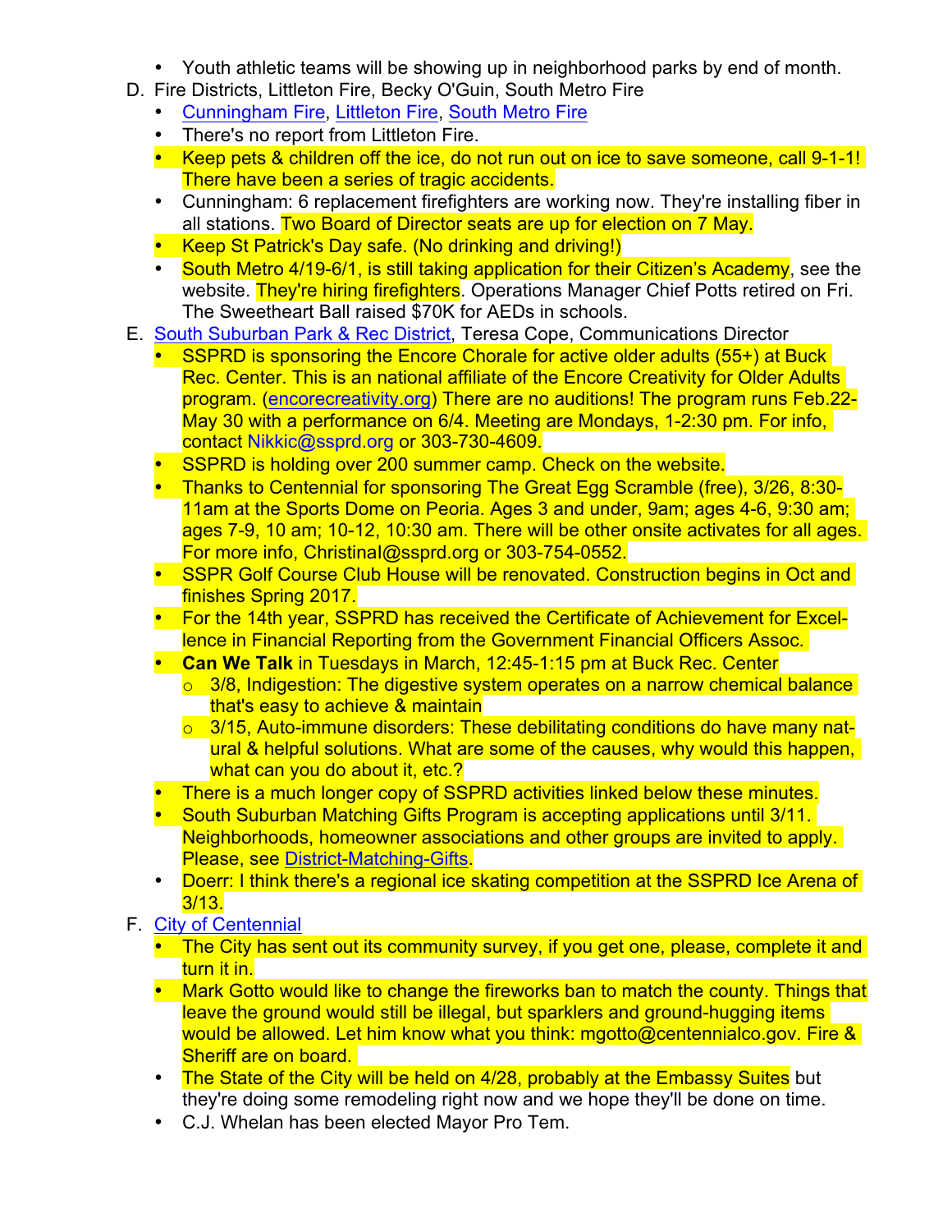- Youth athletic teams will be showing up in neighborhood parks by end of month.

D. Fire Districts, Littleton Fire, Becky O'Guin, South Metro Fire
- Cunningham Fire, Littleton Fire, South Metro Fire
- There's no report from Littleton Fire.
- Keep pets & children off the ice, do not run out on ice to save someone, call 9-1-1! There have been a series of tragic accidents.
- Cunningham: 6 replacement firefighters are working now. They're installing fiber in all stations. Two Board of Director seats are up for election on 7 May.
- Keep St Patrick's Day safe. (No drinking and driving!)
- South Metro 4/19-6/1, is still taking application for their Citizen's Academy, see the website. They're hiring firefighters. Operations Manager Chief Potts retired on Fri. The Sweetheart Ball raised $70K for AEDs in schools.

E. South Suburban Park & Rec District, Teresa Cope, Communications Director
- SSPRD is sponsoring the Encore Chorale for active older adults (55+) at Buck Rec. Center. This is an national affiliate of the Encore Creativity for Older Adults program. (encorecreativity.org) There are no auditions! The program runs Feb.22-May 30 with a performance on 6/4. Meeting are Mondays, 1-2:30 pm. For info, contact Nikkic@ssprd.org or 303-730-4609.
- SSPRD is holding over 200 summer camp. Check on the website.
- Thanks to Centennial for sponsoring The Great Egg Scramble (free), 3/26, 8:30-11am at the Sports Dome on Peoria. Ages 3 and under, 9am; ages 4-6, 9:30 am; ages 7-9, 10 am; 10-12, 10:30 am. There will be other onsite activates for all ages. For more info, ChristinaI@ssprd.org or 303-754-0552.
- SSPR Golf Course Club House will be renovated. Construction begins in Oct and finishes Spring 2017.
- For the 14th year, SSPRD has received the Certificate of Achievement for Excellence in Financial Reporting from the Government Financial Officers Assoc.
- **Can We Talk** in Tuesdays in March, 12:45-1:15 pm at Buck Rec. Center
  - 3/8, Indigestion: The digestive system operates on a narrow chemical balance that's easy to achieve & maintain
  - 3/15, Auto-immune disorders: These debilitating conditions do have many natural & helpful solutions. What are some of the causes, why would this happen, what can you do about it, etc.?
- There is a much longer copy of SSPRD activities linked below these minutes.
- South Suburban Matching Gifts Program is accepting applications until 3/11. Neighborhoods, homeowner associations and other groups are invited to apply. Please, see District-Matching-Gifts.
- Doerr: I think there's a regional ice skating competition at the SSPRD Ice Arena of 3/13.

F. City of Centennial
- The City has sent out its community survey, if you get one, please, complete it and turn it in.
- Mark Gotto would like to change the fireworks ban to match the county. Things that leave the ground would still be illegal, but sparklers and ground-hugging items would be allowed. Let him know what you think: mgotto@centennialco.gov. Fire & Sheriff are on board.
- The State of the City will be held on 4/28, probably at the Embassy Suites but they're doing some remodeling right now and we hope they'll be done on time.
- C.J. Whelan has been elected Mayor Pro Tem.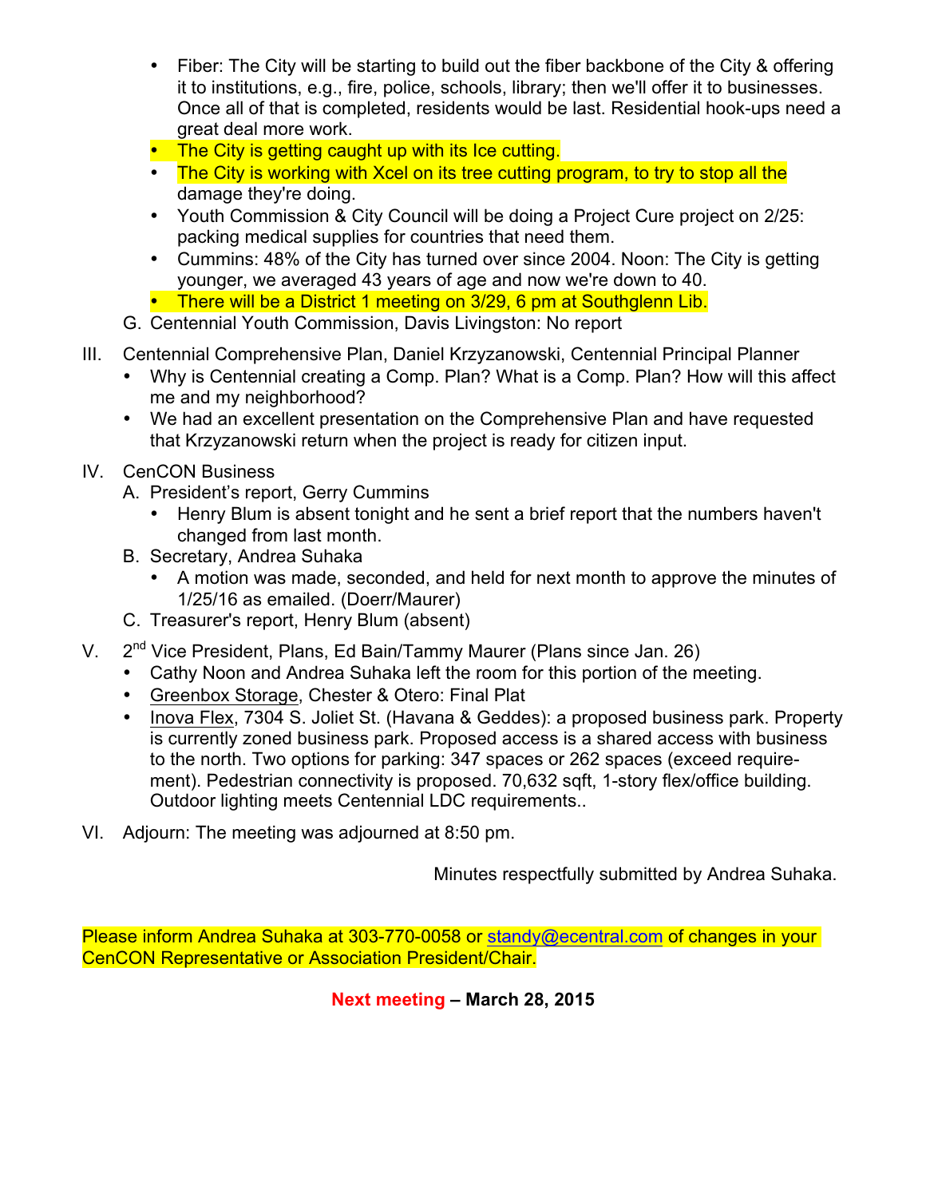- Fiber: The City will be starting to build out the fiber backbone of the City & offering it to institutions, e.g., fire, police, schools, library; then we'll offer it to businesses. Once all of that is completed, residents would be last. Residential hook-ups need a great deal more work.
- The City is getting caught up with its Ice cutting.
- The City is working with Xcel on its tree cutting program, to try to stop all the damage they're doing.
- Youth Commission & City Council will be doing a Project Cure project on 2/25: packing medical supplies for countries that need them.
- Cummins: 48% of the City has turned over since 2004. Noon: The City is getting younger, we averaged 43 years of age and now we're down to 40.
- There will be a District 1 meeting on 3/29, 6 pm at Southglenn Lib.

G. Centennial Youth Commission, Davis Livingston: No report

III. Centennial Comprehensive Plan, Daniel Krzyzanowski, Centennial Principal Planner

- Why is Centennial creating a Comp. Plan? What is a Comp. Plan? How will this affect me and my neighborhood?
- We had an excellent presentation on the Comprehensive Plan and have requested that Krzyzanowski return when the project is ready for citizen input.

IV. CenCON Business

A. President's report, Gerry Cummins

- Henry Blum is absent tonight and he sent a brief report that the numbers haven't changed from last month.

B. Secretary, Andrea Suhaka

- A motion was made, seconded, and held for next month to approve the minutes of 1/25/16 as emailed. (Doerr/Maurer)

C. Treasurer's report, Henry Blum (absent)

V. 2nd Vice President, Plans, Ed Bain/Tammy Maurer (Plans since Jan. 26)

- Cathy Noon and Andrea Suhaka left the room for this portion of the meeting.
- Greenbox Storage, Chester & Otero: Final Plat
- Inova Flex, 7304 S. Joliet St. (Havana & Geddes): a proposed business park. Property is currently zoned business park. Proposed access is a shared access with business to the north. Two options for parking: 347 spaces or 262 spaces (exceed requirement). Pedestrian connectivity is proposed. 70,632 sqft, 1-story flex/office building. Outdoor lighting meets Centennial LDC requirements..

VI. Adjourn: The meeting was adjourned at 8:50 pm.

Minutes respectfully submitted by Andrea Suhaka.

Please inform Andrea Suhaka at 303-770-0058 or standy@ecentral.com of changes in your CenCON Representative or Association President/Chair.

**Next meeting – March 28, 2015**